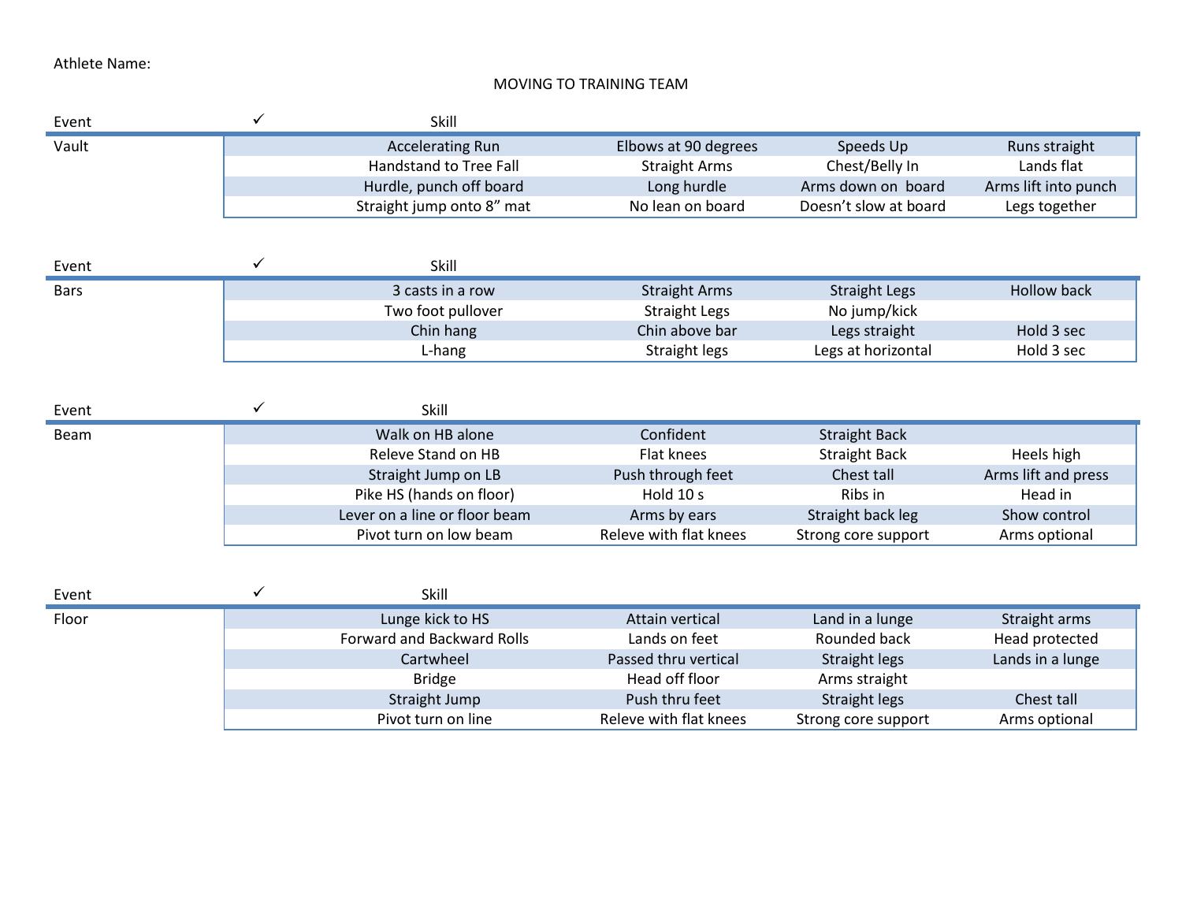Athlete Name:

MOVING TO TRAINING TEAM

| Event | ✓ | Skill | | | |
|---|---|---|---|---|---|
| Vault | | Accelerating Run | Elbows at 90 degrees | Speeds Up | Runs straight |
| | | Handstand to Tree Fall | Straight Arms | Chest/Belly In | Lands flat |
| | | Hurdle, punch off board | Long hurdle | Arms down on board | Arms lift into punch |
| | | Straight jump onto 8” mat | No lean on board | Doesn’t slow at board | Legs together |

| Event | ✓ | Skill | | | |
|---|---|---|---|---|---|
| Bars | | 3 casts in a row | Straight Arms | Straight Legs | Hollow back |
| | | Two foot pullover | Straight Legs | No jump/kick | |
| | | Chin hang | Chin above bar | Legs straight | Hold 3 sec |
| | | L-hang | Straight legs | Legs at horizontal | Hold 3 sec |

| Event | ✓ | Skill | | | |
|---|---|---|---|---|---|
| Beam | | Walk on HB alone | Confident | Straight Back | |
| | | Releve Stand on HB | Flat knees | Straight Back | Heels high |
| | | Straight Jump on LB | Push through feet | Chest tall | Arms lift and press |
| | | Pike HS (hands on floor) | Hold 10 s | Ribs in | Head in |
| | | Lever on a line or floor beam | Arms by ears | Straight back leg | Show control |
| | | Pivot turn on low beam | Releve with flat knees | Strong core support | Arms optional |

| Event | ✓ | Skill | | | |
|---|---|---|---|---|---|
| Floor | | Lunge kick to HS | Attain vertical | Land in a lunge | Straight arms |
| | | Forward and Backward Rolls | Lands on feet | Rounded back | Head protected |
| | | Cartwheel | Passed thru vertical | Straight legs | Lands in a lunge |
| | | Bridge | Head off floor | Arms straight | |
| | | Straight Jump | Push thru feet | Straight legs | Chest tall |
| | | Pivot turn on line | Releve with flat knees | Strong core support | Arms optional |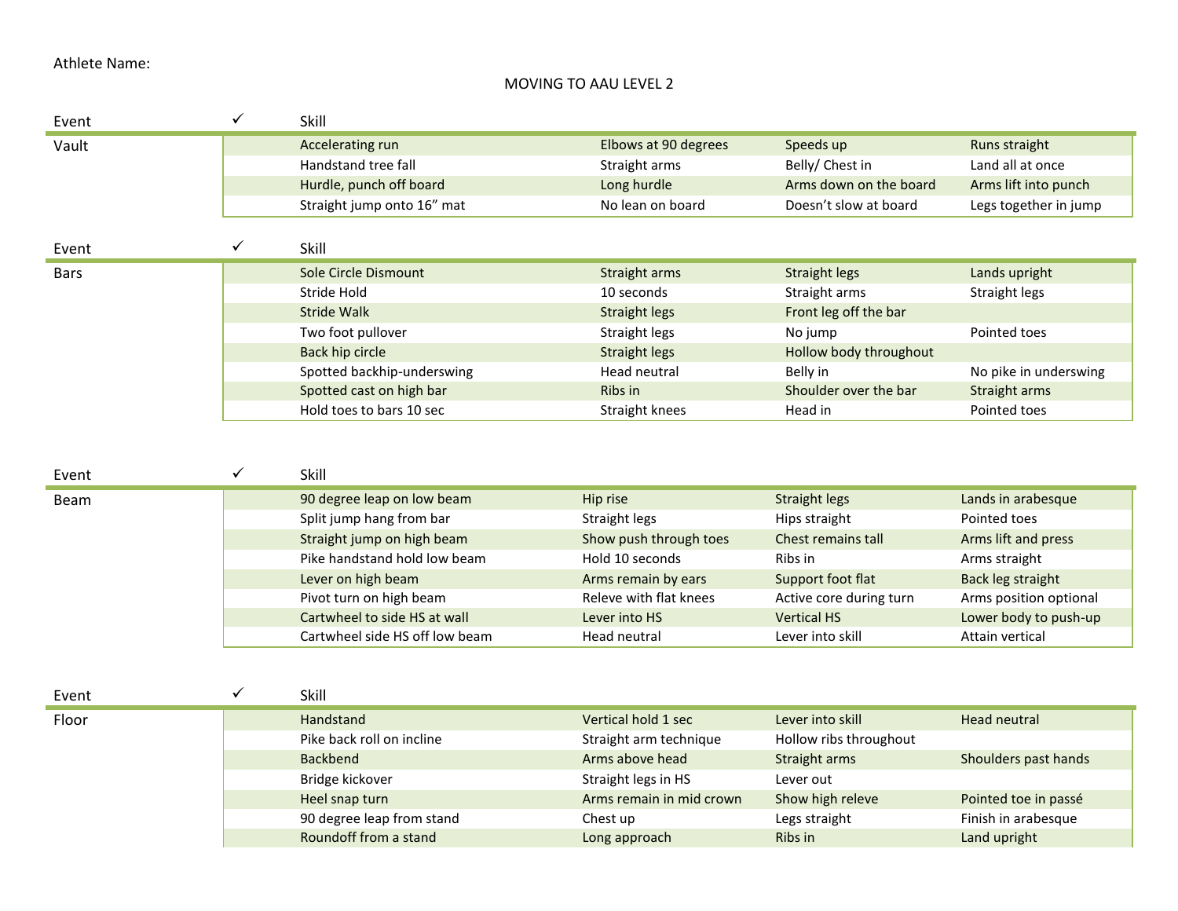Athlete Name:

MOVING TO AAU LEVEL 2

| Event | ✓ | Skill | | | |
|---|---|---|---|---|---|
| Vault | | Accelerating run | Elbows at 90 degrees | Speeds up | Runs straight |
| | | Handstand tree fall | Straight arms | Belly/ Chest in | Land all at once |
| | | Hurdle, punch off board | Long hurdle | Arms down on the board | Arms lift into punch |
| | | Straight jump onto 16” mat | No lean on board | Doesn’t slow at board | Legs together in jump |

| Event | ✓ | Skill | | | |
|---|---|---|---|---|---|
| Bars | | Sole Circle Dismount | Straight arms | Straight legs | Lands upright |
| | | Stride Hold | 10 seconds | Straight arms | Straight legs |
| | | Stride Walk | Straight legs | Front leg off the bar | |
| | | Two foot pullover | Straight legs | No jump | Pointed toes |
| | | Back hip circle | Straight legs | Hollow body throughout | |
| | | Spotted backhip-underswing | Head neutral | Belly in | No pike in underswing |
| | | Spotted cast on high bar | Ribs in | Shoulder over the bar | Straight arms |
| | | Hold toes to bars 10 sec | Straight knees | Head in | Pointed toes |

| Event | ✓ | Skill | | | |
|---|---|---|---|---|---|
| Beam | | 90 degree leap on low beam | Hip rise | Straight legs | Lands in arabesque |
| | | Split jump hang from bar | Straight legs | Hips straight | Pointed toes |
| | | Straight jump on high beam | Show push through toes | Chest remains tall | Arms lift and press |
| | | Pike handstand hold low beam | Hold 10 seconds | Ribs in | Arms straight |
| | | Lever on high beam | Arms remain by ears | Support foot flat | Back leg straight |
| | | Pivot turn on high beam | Releve with flat knees | Active core during turn | Arms position optional |
| | | Cartwheel to side HS at wall | Lever into HS | Vertical HS | Lower body to push-up |
| | | Cartwheel side HS off low beam | Head neutral | Lever into skill | Attain vertical |

| Event | ✓ | Skill | | | |
|---|---|---|---|---|---|
| Floor | | Handstand | Vertical hold 1 sec | Lever into skill | Head neutral |
| | | Pike back roll on incline | Straight arm technique | Hollow ribs throughout | |
| | | Backbend | Arms above head | Straight arms | Shoulders past hands |
| | | Bridge kickover | Straight legs in HS | Lever out | |
| | | Heel snap turn | Arms remain in mid crown | Show high releve | Pointed toe in passé |
| | | 90 degree leap from stand | Chest up | Legs straight | Finish in arabesque |
| | | Roundoff from a stand | Long approach | Ribs in | Land upright |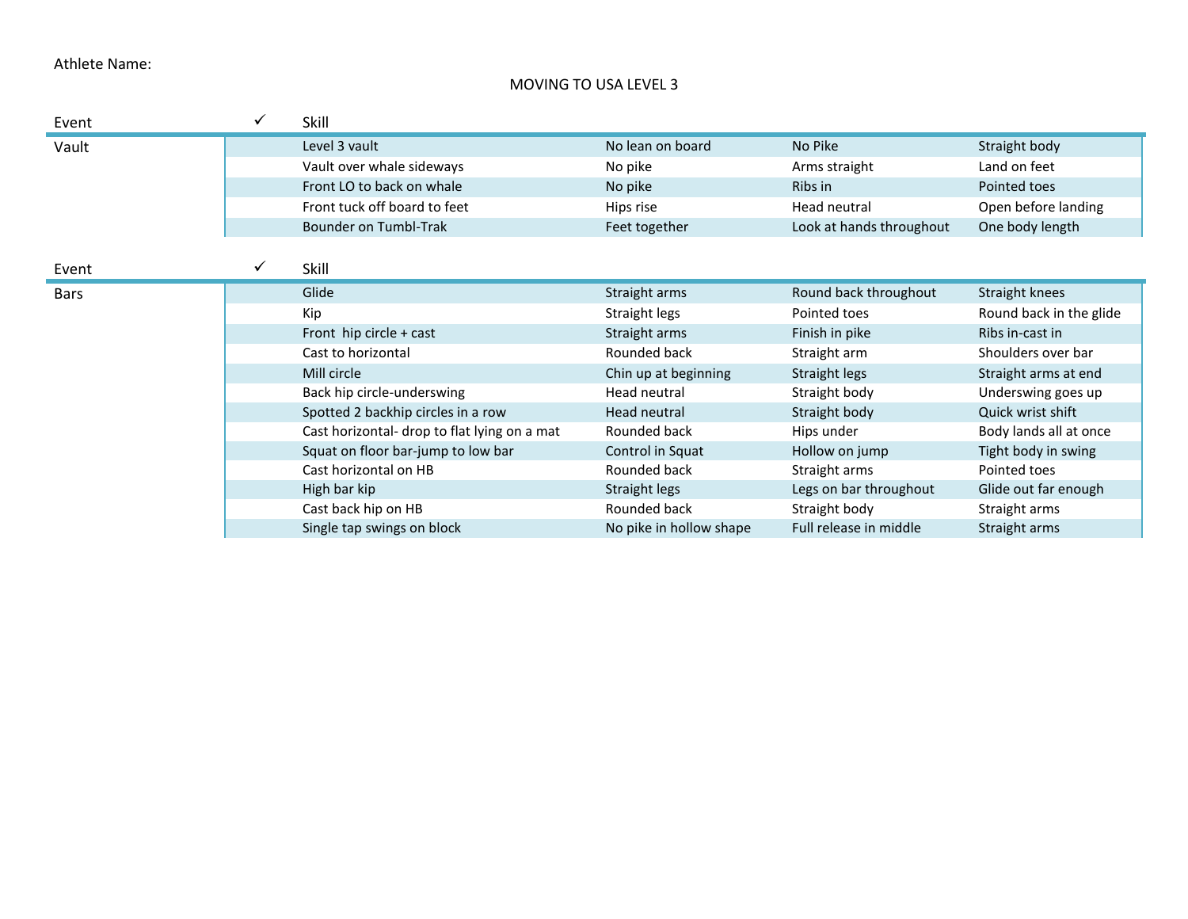Athlete Name:

MOVING TO USA LEVEL 3

| Event | ✓ | Skill | | | |
|---|---|---|---|---|---|
| Vault | | Level 3 vault | No lean on board | No Pike | Straight body |
| | | Vault over whale sideways | No pike | Arms straight | Land on feet |
| | | Front LO to back on whale | No pike | Ribs in | Pointed toes |
| | | Front tuck off board to feet | Hips rise | Head neutral | Open before landing |
| | | Bounder on Tumbl-Trak | Feet together | Look at hands throughout | One body length |

| Event | ✓ | Skill | | | |
|---|---|---|---|---|---|
| Bars | | Glide | Straight arms | Round back throughout | Straight knees |
| | | Kip | Straight legs | Pointed toes | Round back in the glide |
| | | Front hip circle + cast | Straight arms | Finish in pike | Ribs in-cast in |
| | | Cast to horizontal | Rounded back | Straight arm | Shoulders over bar |
| | | Mill circle | Chin up at beginning | Straight legs | Straight arms at end |
| | | Back hip circle-underswing | Head neutral | Straight body | Underswing goes up |
| | | Spotted 2 backhip circles in a row | Head neutral | Straight body | Quick wrist shift |
| | | Cast horizontal- drop to flat lying on a mat | Rounded back | Hips under | Body lands all at once |
| | | Squat on floor bar-jump to low bar | Control in Squat | Hollow on jump | Tight body in swing |
| | | Cast horizontal on HB | Rounded back | Straight arms | Pointed toes |
| | | High bar kip | Straight legs | Legs on bar throughout | Glide out far enough |
| | | Cast back hip on HB | Rounded back | Straight body | Straight arms |
| | | Single tap swings on block | No pike in hollow shape | Full release in middle | Straight arms |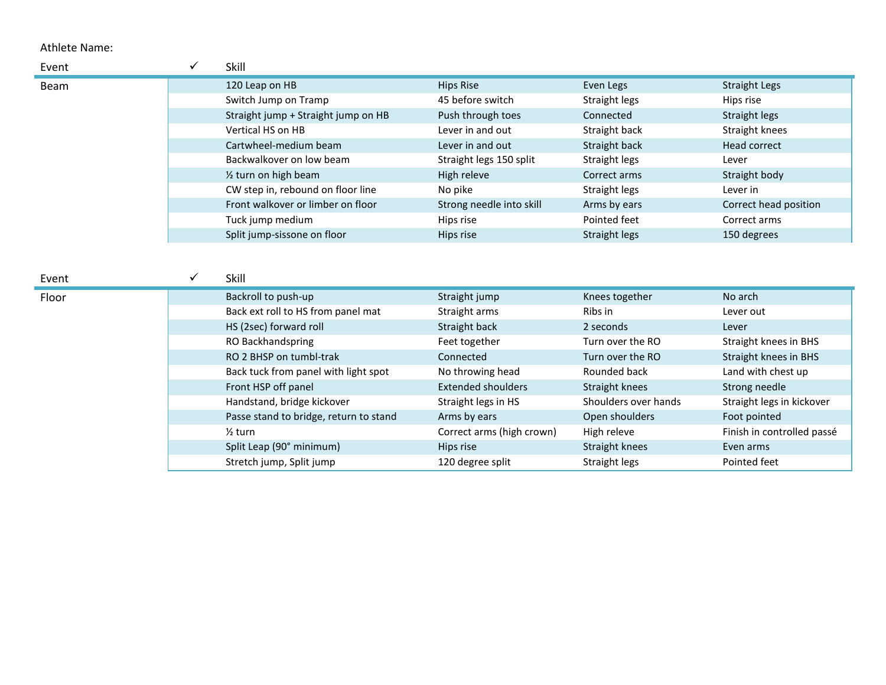Athlete Name:

| Event | ✓ | Skill | | | |
|---|---|---|---|---|---|
| Beam | | 120 Leap on HB | Hips Rise | Even Legs | Straight Legs |
| | | Switch Jump on Tramp | 45 before switch | Straight legs | Hips rise |
| | | Straight jump + Straight jump on HB | Push through toes | Connected | Straight legs |
| | | Vertical HS on HB | Lever in and out | Straight back | Straight knees |
| | | Cartwheel-medium beam | Lever in and out | Straight back | Head correct |
| | | Backwalkover on low beam | Straight legs 150 split | Straight legs | Lever |
| | | ½ turn on high beam | High releve | Correct arms | Straight body |
| | | CW step in, rebound on floor line | No pike | Straight legs | Lever in |
| | | Front walkover or limber on floor | Strong needle into skill | Arms by ears | Correct head position |
| | | Tuck jump medium | Hips rise | Pointed feet | Correct arms |
| | | Split jump-sissone on floor | Hips rise | Straight legs | 150 degrees |

| Event | ✓ | Skill | | | |
|---|---|---|---|---|---|
| Floor | | Backroll to push-up | Straight jump | Knees together | No arch |
| | | Back ext roll to HS from panel mat | Straight arms | Ribs in | Lever out |
| | | HS (2sec) forward roll | Straight back | 2 seconds | Lever |
| | | RO Backhandspring | Feet together | Turn over the RO | Straight knees in BHS |
| | | RO 2 BHSP on tumbl-trak | Connected | Turn over the RO | Straight knees in BHS |
| | | Back tuck from panel with light spot | No throwing head | Rounded back | Land with chest up |
| | | Front HSP off panel | Extended shoulders | Straight knees | Strong needle |
| | | Handstand, bridge kickover | Straight legs in HS | Shoulders over hands | Straight legs in kickover |
| | | Passe stand to bridge, return to stand | Arms by ears | Open shoulders | Foot pointed |
| | | ½ turn | Correct arms (high crown) | High releve | Finish in controlled passé |
| | | Split Leap (90° minimum) | Hips rise | Straight knees | Even arms |
| | | Stretch jump, Split jump | 120 degree split | Straight legs | Pointed feet |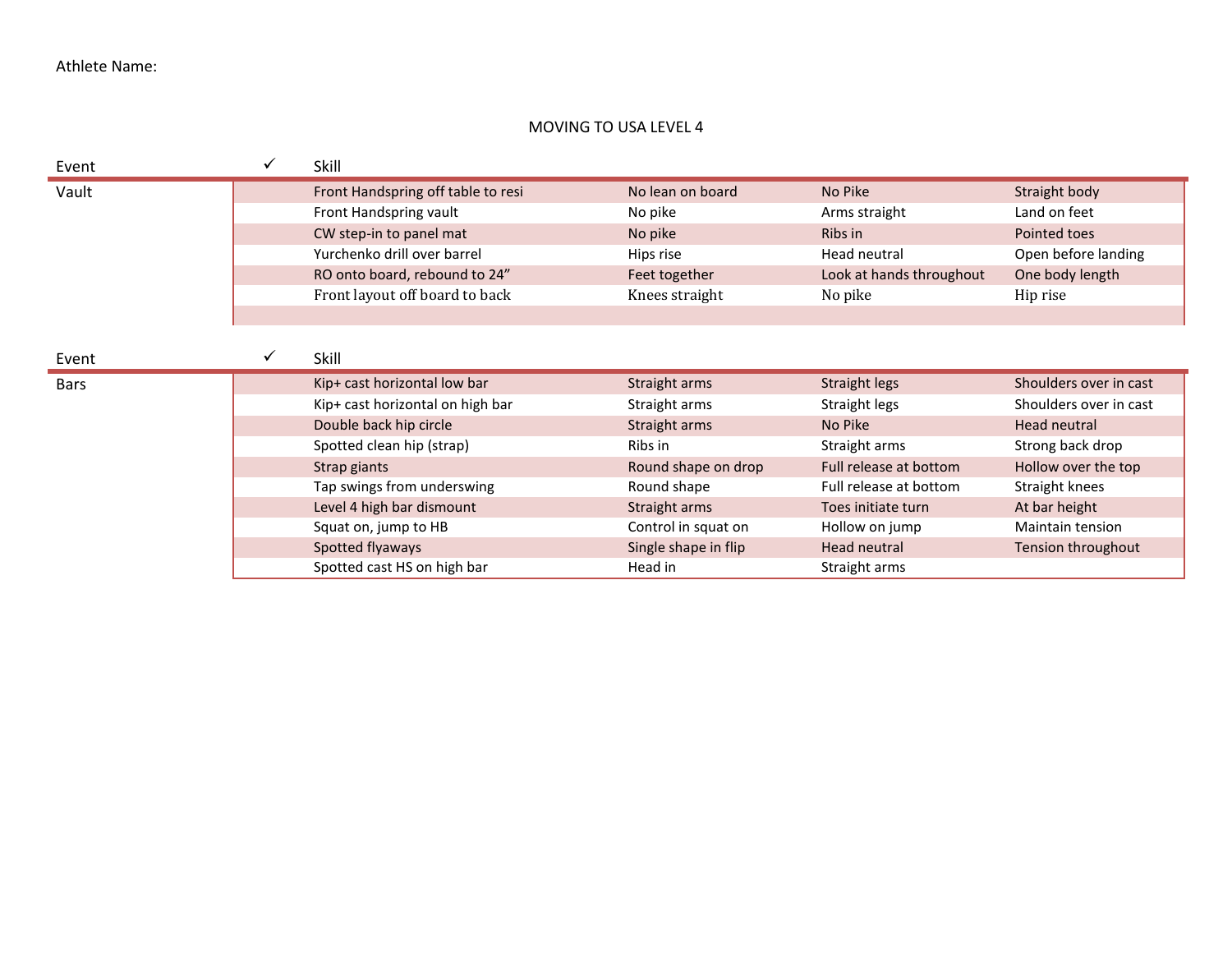Athlete Name:

MOVING TO USA LEVEL 4

| Event | ✓ | Skill | | | |
|---|---|---|---|---|---|
| Vault | | Front Handspring off table to resi | No lean on board | No Pike | Straight body |
| | | Front Handspring vault | No pike | Arms straight | Land on feet |
| | | CW step-in to panel mat | No pike | Ribs in | Pointed toes |
| | | Yurchenko drill over barrel | Hips rise | Head neutral | Open before landing |
| | | RO onto board, rebound to 24” | Feet together | Look at hands throughout | One body length |
| | | Front layout off board to back | Knees straight | No pike | Hip rise |
| | | | | | |

| Event | ✓ | Skill | | | |
|---|---|---|---|---|---|
| Bars | | Kip+ cast horizontal low bar | Straight arms | Straight legs | Shoulders over in cast |
| | | Kip+ cast horizontal on high bar | Straight arms | Straight legs | Shoulders over in cast |
| | | Double back hip circle | Straight arms | No Pike | Head neutral |
| | | Spotted clean hip (strap) | Ribs in | Straight arms | Strong back drop |
| | | Strap giants | Round shape on drop | Full release at bottom | Hollow over the top |
| | | Tap swings from underswing | Round shape | Full release at bottom | Straight knees |
| | | Level 4 high bar dismount | Straight arms | Toes initiate turn | At bar height |
| | | Squat on, jump to HB | Control in squat on | Hollow on jump | Maintain tension |
| | | Spotted flyaways | Single shape in flip | Head neutral | Tension throughout |
| | | Spotted cast HS on high bar | Head in | Straight arms | |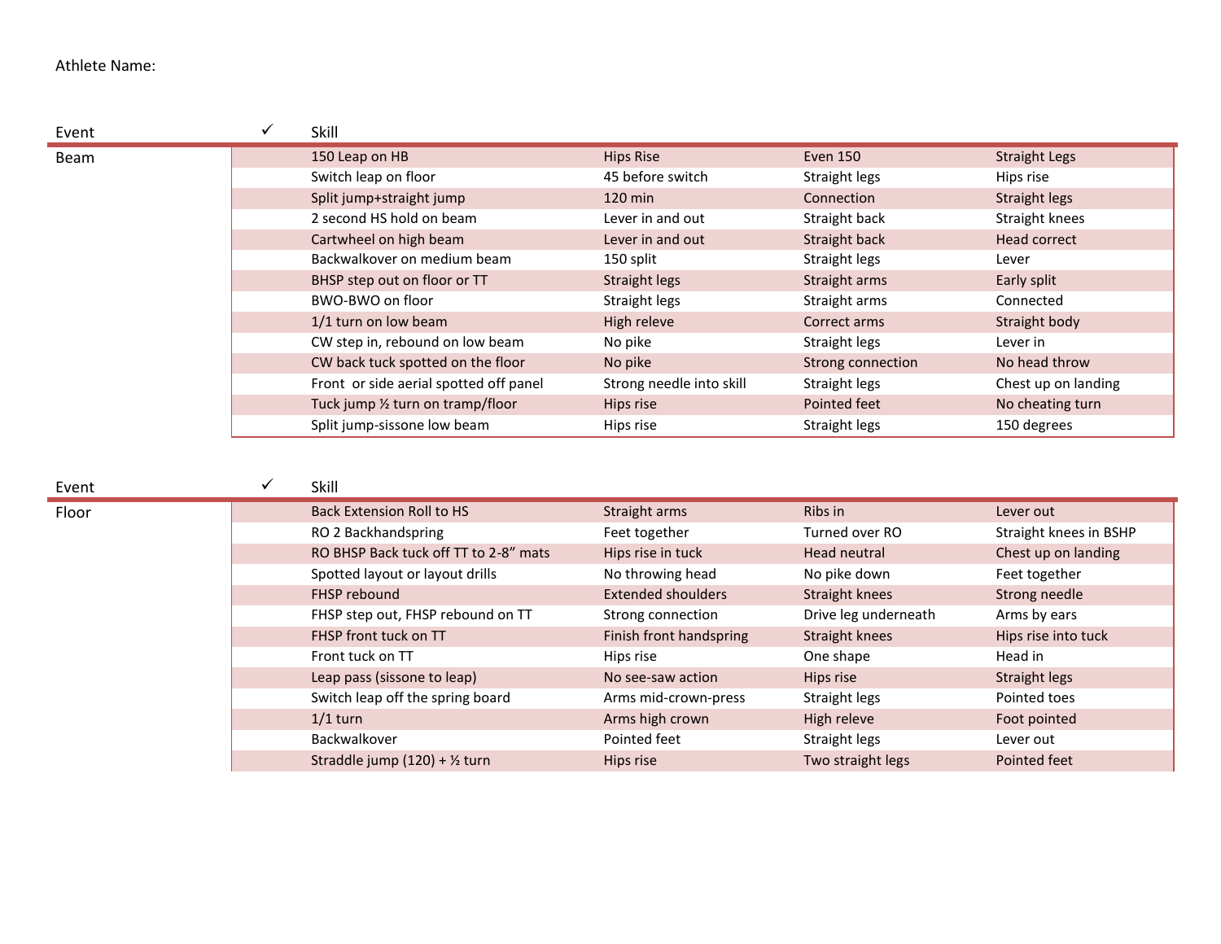Athlete Name:

| Event | ✓ | Skill | | | |
|---|---|---|---|---|---|
| Beam | | 150 Leap on HB | Hips Rise | Even 150 | Straight Legs |
| | | Switch leap on floor | 45 before switch | Straight legs | Hips rise |
| | | Split jump+straight jump | 120 min | Connection | Straight legs |
| | | 2 second HS hold on beam | Lever in and out | Straight back | Straight knees |
| | | Cartwheel on high beam | Lever in and out | Straight back | Head correct |
| | | Backwalkover on medium beam | 150 split | Straight legs | Lever |
| | | BHSP step out on floor or TT | Straight legs | Straight arms | Early split |
| | | BWO-BWO on floor | Straight legs | Straight arms | Connected |
| | | 1/1 turn on low beam | High releve | Correct arms | Straight body |
| | | CW step in, rebound on low beam | No pike | Straight legs | Lever in |
| | | CW back tuck spotted on the floor | No pike | Strong connection | No head throw |
| | | Front or side aerial spotted off panel | Strong needle into skill | Straight legs | Chest up on landing |
| | | Tuck jump ½ turn on tramp/floor | Hips rise | Pointed feet | No cheating turn |
| | | Split jump-sissone low beam | Hips rise | Straight legs | 150 degrees |

| Event | ✓ | Skill | | | |
|---|---|---|---|---|---|
| Floor | | Back Extension Roll to HS | Straight arms | Ribs in | Lever out |
| | | RO 2 Backhandspring | Feet together | Turned over RO | Straight knees in BSHP |
| | | RO BHSP Back tuck off TT to 2-8" mats | Hips rise in tuck | Head neutral | Chest up on landing |
| | | Spotted layout or layout drills | No throwing head | No pike down | Feet together |
| | | FHSP rebound | Extended shoulders | Straight knees | Strong needle |
| | | FHSP step out, FHSP rebound on TT | Strong connection | Drive leg underneath | Arms by ears |
| | | FHSP front tuck on TT | Finish front handspring | Straight knees | Hips rise into tuck |
| | | Front tuck on TT | Hips rise | One shape | Head in |
| | | Leap pass (sissone to leap) | No see-saw action | Hips rise | Straight legs |
| | | Switch leap off the spring board | Arms mid-crown-press | Straight legs | Pointed toes |
| | | 1/1 turn | Arms high crown | High releve | Foot pointed |
| | | Backwalkover | Pointed feet | Straight legs | Lever out |
| | | Straddle jump (120) + ½ turn | Hips rise | Two straight legs | Pointed feet |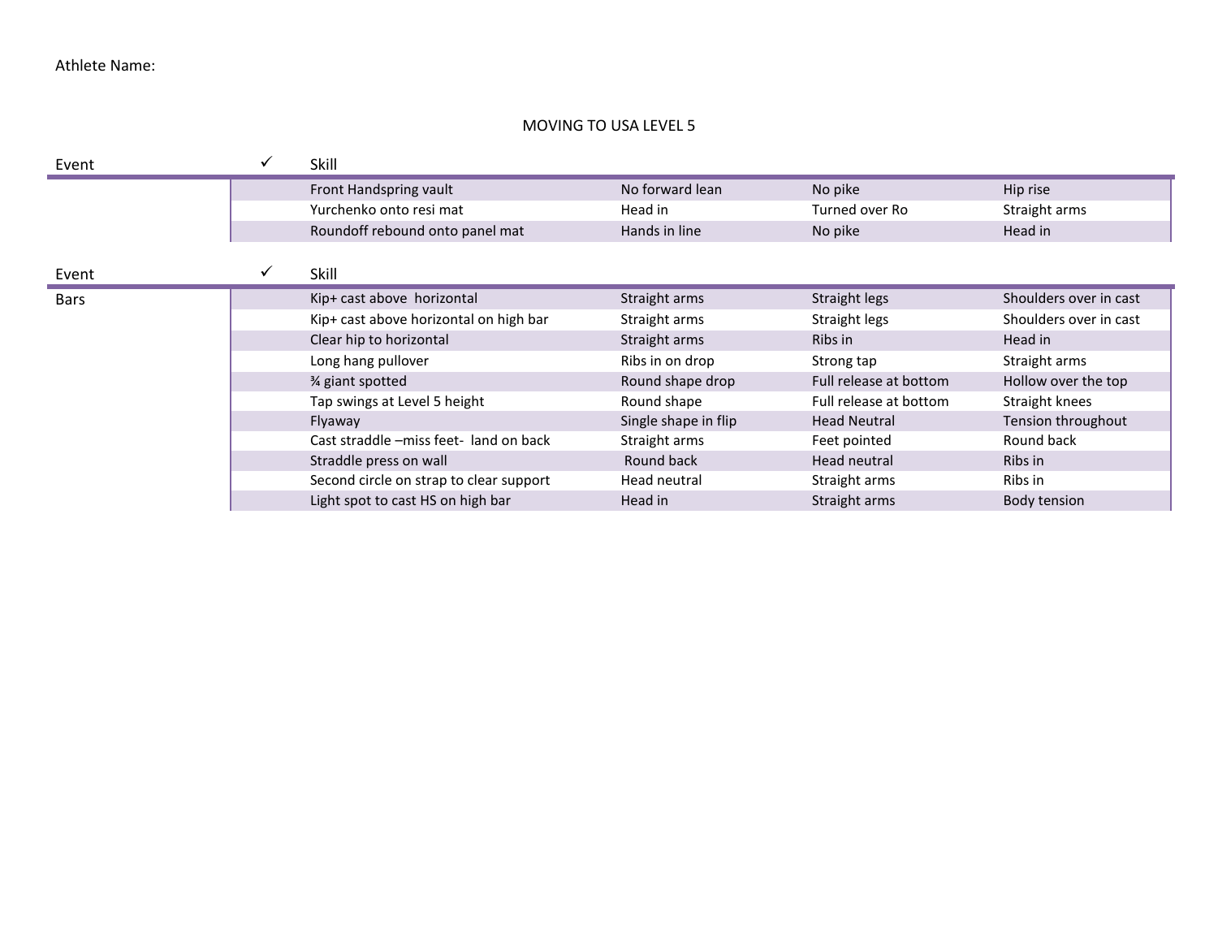Athlete Name:

MOVING TO USA LEVEL 5

| Event | ✓ | Skill | | | |
|---|---|---|---|---|---|
| | | Front Handspring vault | No forward lean | No pike | Hip rise |
| | | Yurchenko onto resi mat | Head in | Turned over Ro | Straight arms |
| | | Roundoff rebound onto panel mat | Hands in line | No pike | Head in |

| Event | ✓ | Skill | | | |
|---|---|---|---|---|---|
| Bars | | Kip+ cast above horizontal | Straight arms | Straight legs | Shoulders over in cast |
| | | Kip+ cast above horizontal on high bar | Straight arms | Straight legs | Shoulders over in cast |
| | | Clear hip to horizontal | Straight arms | Ribs in | Head in |
| | | Long hang pullover | Ribs in on drop | Strong tap | Straight arms |
| | | ¾ giant spotted | Round shape drop | Full release at bottom | Hollow over the top |
| | | Tap swings at Level 5 height | Round shape | Full release at bottom | Straight knees |
| | | Flyaway | Single shape in flip | Head Neutral | Tension throughout |
| | | Cast straddle –miss feet- land on back | Straight arms | Feet pointed | Round back |
| | | Straddle press on wall | Round back | Head neutral | Ribs in |
| | | Second circle on strap to clear support | Head neutral | Straight arms | Ribs in |
| | | Light spot to cast HS on high bar | Head in | Straight arms | Body tension |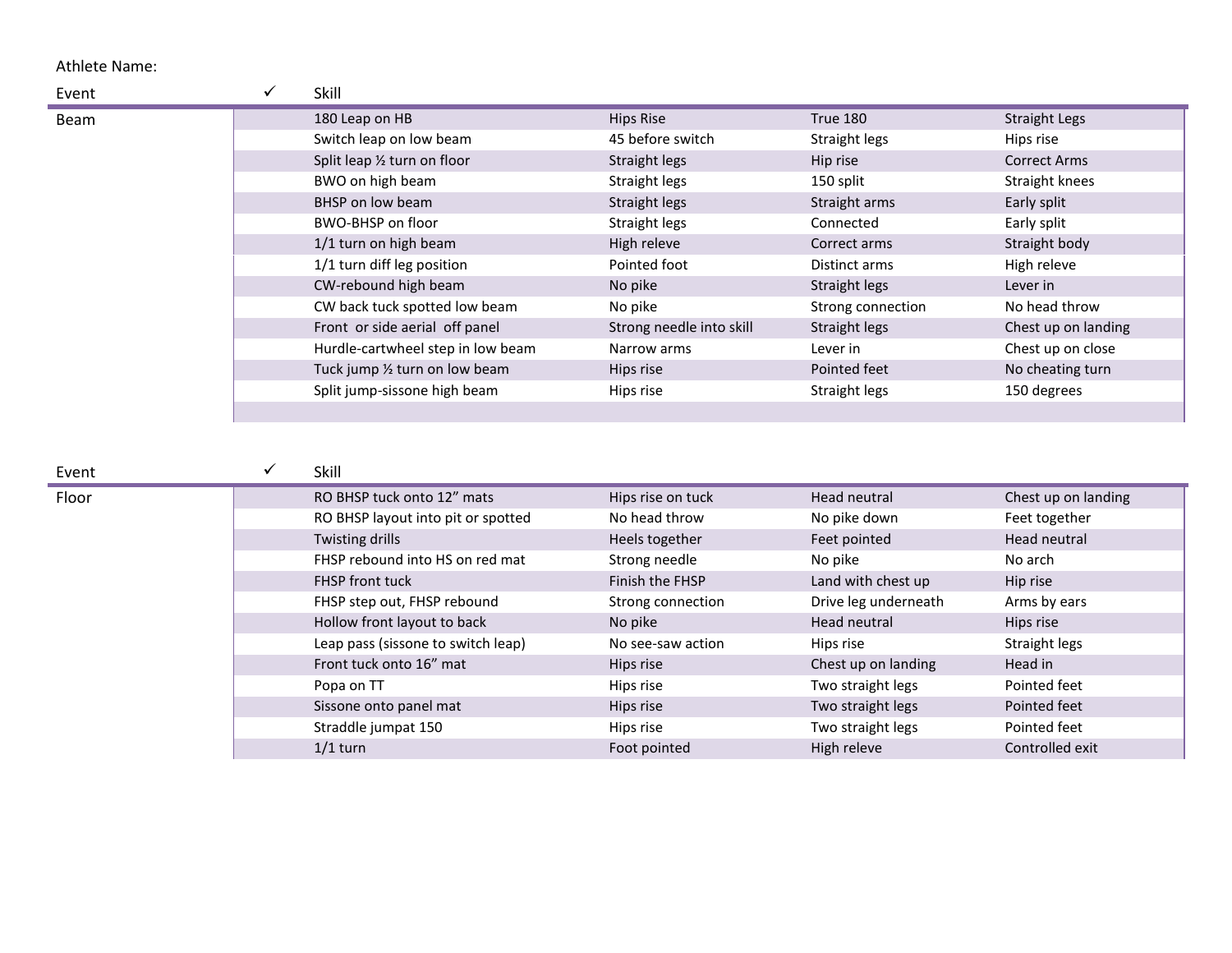Athlete Name:

| Event | ✓ | Skill | | | |
|---|---|---|---|---|---|
| Beam | | 180 Leap on HB | Hips Rise | True 180 | Straight Legs |
| | | Switch leap on low beam | 45 before switch | Straight legs | Hips rise |
| | | Split leap ½ turn on floor | Straight legs | Hip rise | Correct Arms |
| | | BWO on high beam | Straight legs | 150 split | Straight knees |
| | | BHSP on low beam | Straight legs | Straight arms | Early split |
| | | BWO-BHSP on floor | Straight legs | Connected | Early split |
| | | 1/1 turn on high beam | High releve | Correct arms | Straight body |
| | | 1/1 turn diff leg position | Pointed foot | Distinct arms | High releve |
| | | CW-rebound high beam | No pike | Straight legs | Lever in |
| | | CW back tuck spotted low beam | No pike | Strong connection | No head throw |
| | | Front or side aerial off panel | Strong needle into skill | Straight legs | Chest up on landing |
| | | Hurdle-cartwheel step in low beam | Narrow arms | Lever in | Chest up on close |
| | | Tuck jump ½ turn on low beam | Hips rise | Pointed feet | No cheating turn |
| | | Split jump-sissone high beam | Hips rise | Straight legs | 150 degrees |
| | | | | | |

| Event | ✓ | Skill | | | |
|---|---|---|---|---|---|
| Floor | | RO BHSP tuck onto 12" mats | Hips rise on tuck | Head neutral | Chest up on landing |
| | | RO BHSP layout into pit or spotted | No head throw | No pike down | Feet together |
| | | Twisting drills | Heels together | Feet pointed | Head neutral |
| | | FHSP rebound into HS on red mat | Strong needle | No pike | No arch |
| | | FHSP front tuck | Finish the FHSP | Land with chest up | Hip rise |
| | | FHSP step out, FHSP rebound | Strong connection | Drive leg underneath | Arms by ears |
| | | Hollow front layout to back | No pike | Head neutral | Hips rise |
| | | Leap pass (sissone to switch leap) | No see-saw action | Hips rise | Straight legs |
| | | Front tuck onto 16" mat | Hips rise | Chest up on landing | Head in |
| | | Popa on TT | Hips rise | Two straight legs | Pointed feet |
| | | Sissone onto panel mat | Hips rise | Two straight legs | Pointed feet |
| | | Straddle jumpat 150 | Hips rise | Two straight legs | Pointed feet |
| | | 1/1 turn | Foot pointed | High releve | Controlled exit |